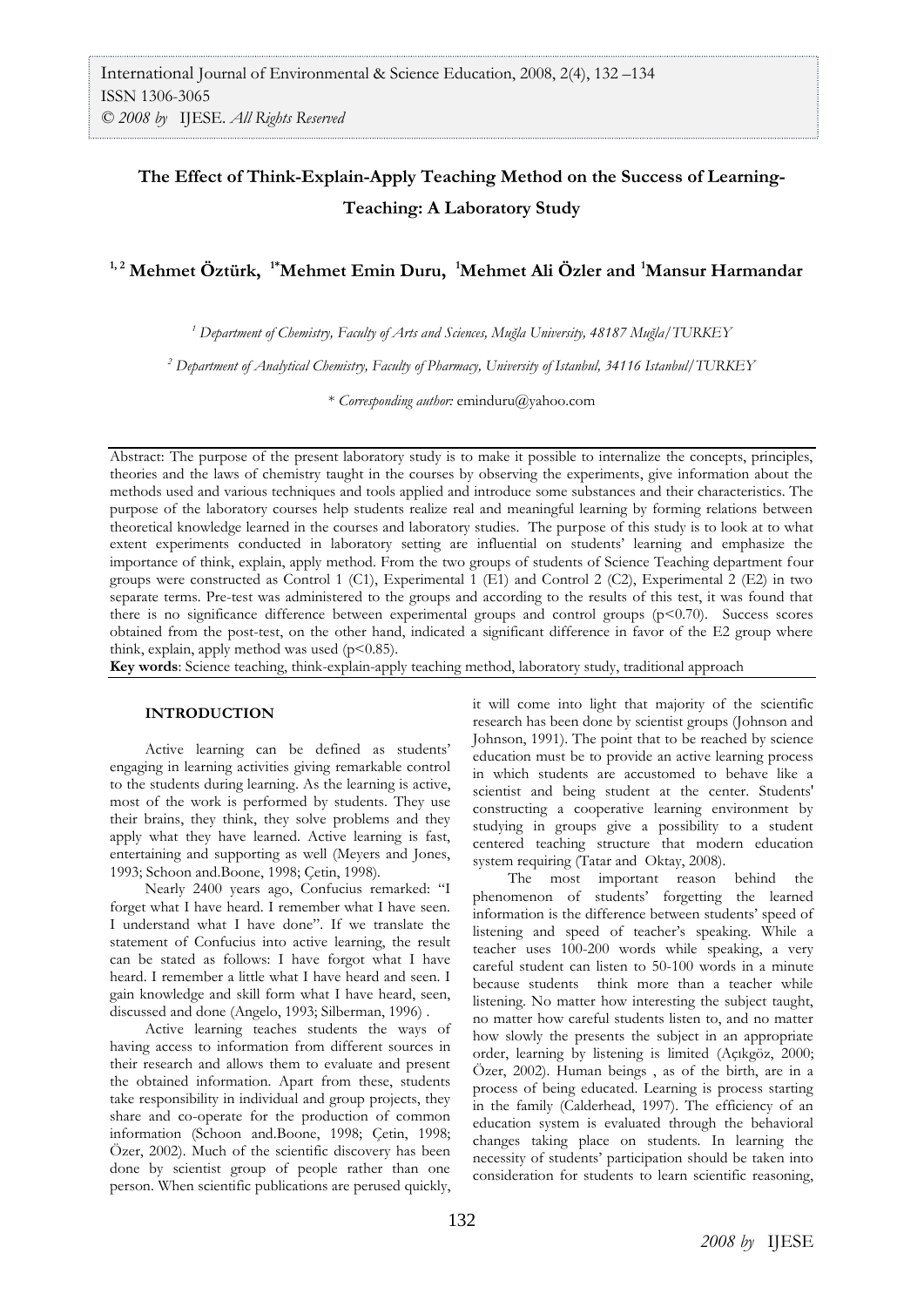# The Effect of Think-Explain-Apply Teaching Method on the Success of Learning-Teaching: A Laboratory Study

**[1, 2] Mehmet Öztürk, [1*]Mehmet Emin Duru, [1]Mehmet Ali Özler and [1]Mansur Harmandar**

*[1] Department of Chemistry, Faculty of Arts and Sciences, Muğla University, 48187 Muğla/TURKEY*

*[2] Department of Analytical Chemistry, Faculty of Pharmacy, University of Istanbul, 34116 Istanbul/TURKEY*

\* *Corresponding author:* eminduru@yahoo.com

Abstract: The purpose of the present laboratory study is to make it possible to internalize the concepts, principles, theories and the laws of chemistry taught in the courses by observing the experiments, give information about the methods used and various techniques and tools applied and introduce some substances and their characteristics. The purpose of the laboratory courses help students realize real and meaningful learning by forming relations between theoretical knowledge learned in the courses and laboratory studies. The purpose of this study is to look at to what extent experiments conducted in laboratory setting are influential on students' learning and emphasize the importance of think, explain, apply method. From the two groups of students of Science Teaching department four groups were constructed as Control 1 (C1), Experimental 1 (E1) and Control 2 (C2), Experimental 2 (E2) in two separate terms. Pre-test was administered to the groups and according to the results of this test, it was found that there is no significance difference between experimental groups and control groups ($p<0.70$). Success scores obtained from the post-test, on the other hand, indicated a significant difference in favor of the E2 group where think, explain, apply method was used ($p<0.85$).

**Key words**: Science teaching, think-explain-apply teaching method, laboratory study, traditional approach

## INTRODUCTION

Active learning can be defined as students' engaging in learning activities giving remarkable control to the students during learning. As the learning is active, most of the work is performed by students. They use their brains, they think, they solve problems and they apply what they have learned. Active learning is fast, entertaining and supporting as well (Meyers and Jones, 1993; Schoon and.Boone, 1998; Çetin, 1998).

Nearly 2400 years ago, Confucius remarked: "I forget what I have heard. I remember what I have seen. I understand what I have done". If we translate the statement of Confucius into active learning, the result can be stated as follows: I have forgot what I have heard. I remember a little what I have heard and seen. I gain knowledge and skill form what I have heard, seen, discussed and done (Angelo, 1993; Silberman, 1996) .

Active learning teaches students the ways of having access to information from different sources in their research and allows them to evaluate and present the obtained information. Apart from these, students take responsibility in individual and group projects, they share and co-operate for the production of common information (Schoon and.Boone, 1998; Çetin, 1998; Özer, 2002). Much of the scientific discovery has been done by scientist group of people rather than one person. When scientific publications are perused quickly, it will come into light that majority of the scientific research has been done by scientist groups (Johnson and Johnson, 1991). The point that to be reached by science education must be to provide an active learning process in which students are accustomed to behave like a scientist and being student at the center. Students' constructing a cooperative learning environment by studying in groups give a possibility to a student centered teaching structure that modern education system requiring (Tatar and Oktay, 2008).

The most important reason behind the phenomenon of students' forgetting the learned information is the difference between students' speed of listening and speed of teacher's speaking. While a teacher uses 100-200 words while speaking, a very careful student can listen to 50-100 words in a minute because students think more than a teacher while listening. No matter how interesting the subject taught, no matter how careful students listen to, and no matter how slowly the presents the subject in an appropriate order, learning by listening is limited (Açıkgöz, 2000; Özer, 2002). Human beings , as of the birth, are in a process of being educated. Learning is process starting in the family (Calderhead, 1997). The efficiency of an education system is evaluated through the behavioral changes taking place on students. In learning the necessity of students' participation should be taken into consideration for students to learn scientific reasoning,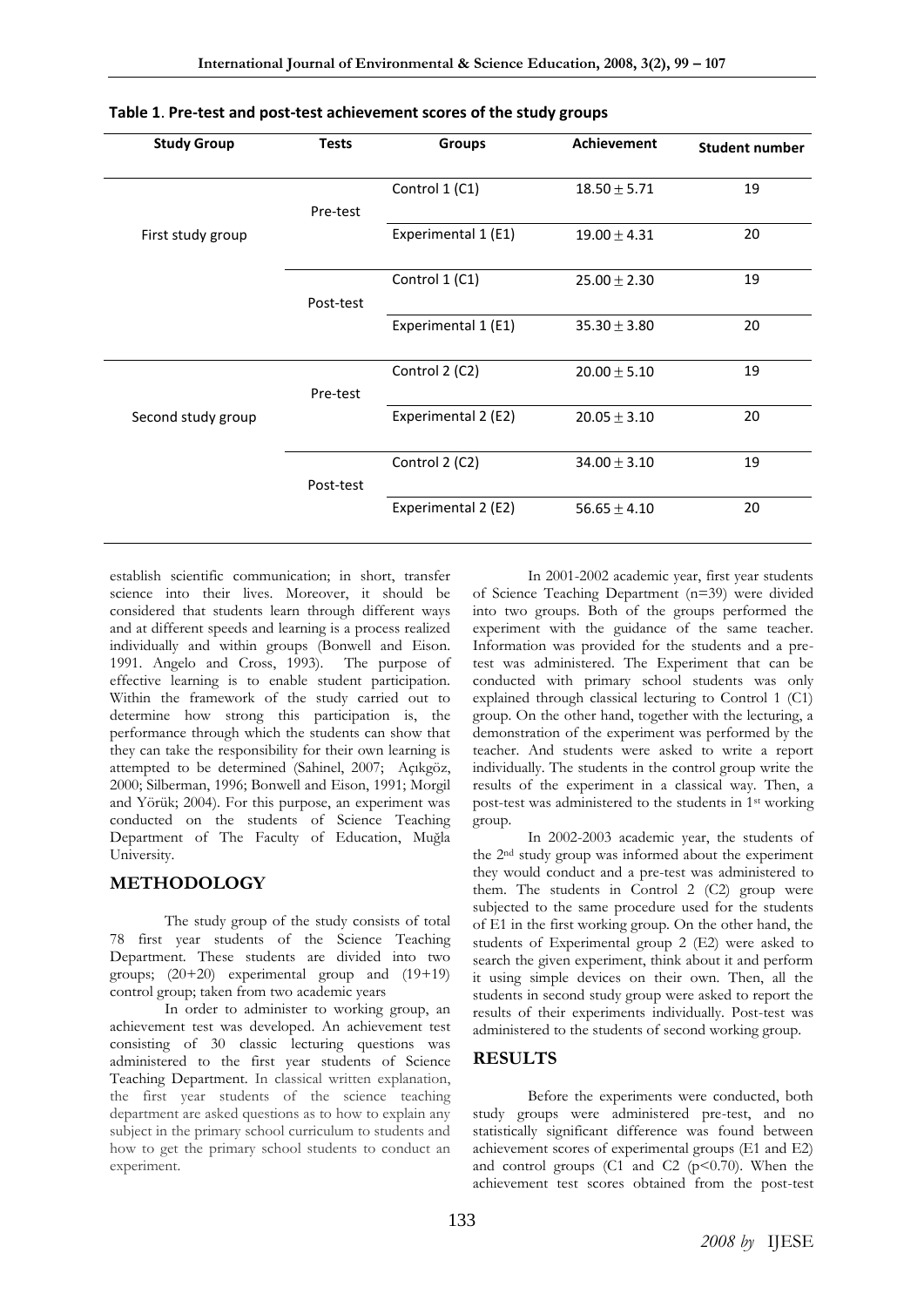**Table 1**. **Pre-test and post-test achievement scores of the study groups**

| Study Group | Tests | Groups | Achievement | Student number |
|---|---|---|---|---|
| First study group | Pre-test | Control 1 (C1) | $18.50 \pm 5.71$ | 19 |
| | | Experimental 1 (E1) | $19.00 \pm 4.31$ | 20 |
| | Post-test | Control 1 (C1) | $25.00 \pm 2.30$ | 19 |
| | | Experimental 1 (E1) | $35.30 \pm 3.80$ | 20 |
| Second study group | Pre-test | Control 2 (C2) | $20.00 \pm 5.10$ | 19 |
| | | Experimental 2 (E2) | $20.05 \pm 3.10$ | 20 |
| | Post-test | Control 2 (C2) | $34.00 \pm 3.10$ | 19 |
| | | Experimental 2 (E2) | $56.65 \pm 4.10$ | 20 |

establish scientific communication; in short, transfer science into their lives. Moreover, it should be considered that students learn through different ways and at different speeds and learning is a process realized individually and within groups (Bonwell and Eison. 1991. Angelo and Cross, 1993). The purpose of effective learning is to enable student participation. Within the framework of the study carried out to determine how strong this participation is, the performance through which the students can show that they can take the responsibility for their own learning is attempted to be determined (Sahinel, 2007; Açıkgöz, 2000; Silberman, 1996; Bonwell and Eison, 1991; Morgil and Yörük; 2004). For this purpose, an experiment was conducted on the students of Science Teaching Department of The Faculty of Education, Muğla University.

## METHODOLOGY

The study group of the study consists of total 78 first year students of the Science Teaching Department. These students are divided into two groups; (20+20) experimental group and (19+19) control group; taken from two academic years

In order to administer to working group, an achievement test was developed. An achievement test consisting of 30 classic lecturing questions was administered to the first year students of Science Teaching Department. In classical written explanation, the first year students of the science teaching department are asked questions as to how to explain any subject in the primary school curriculum to students and how to get the primary school students to conduct an experiment.

In 2001-2002 academic year, first year students of Science Teaching Department (n=39) were divided into two groups. Both of the groups performed the experiment with the guidance of the same teacher. Information was provided for the students and a pre-test was administered. The Experiment that can be conducted with primary school students was only explained through classical lecturing to Control 1 (C1) group. On the other hand, together with the lecturing, a demonstration of the experiment was performed by the teacher. And students were asked to write a report individually. The students in the control group write the results of the experiment in a classical way. Then, a post-test was administered to the students in 1st working group.

In 2002-2003 academic year, the students of the 2nd study group was informed about the experiment they would conduct and a pre-test was administered to them. The students in Control 2 (C2) group were subjected to the same procedure used for the students of E1 in the first working group. On the other hand, the students of Experimental group 2 (E2) were asked to search the given experiment, think about it and perform it using simple devices on their own. Then, all the students in second study group were asked to report the results of their experiments individually. Post-test was administered to the students of second working group.

## RESULTS

Before the experiments were conducted, both study groups were administered pre-test, and no statistically significant difference was found between achievement scores of experimental groups (E1 and E2) and control groups (C1 and C2 ($p<0.70$). When the achievement test scores obtained from the post-test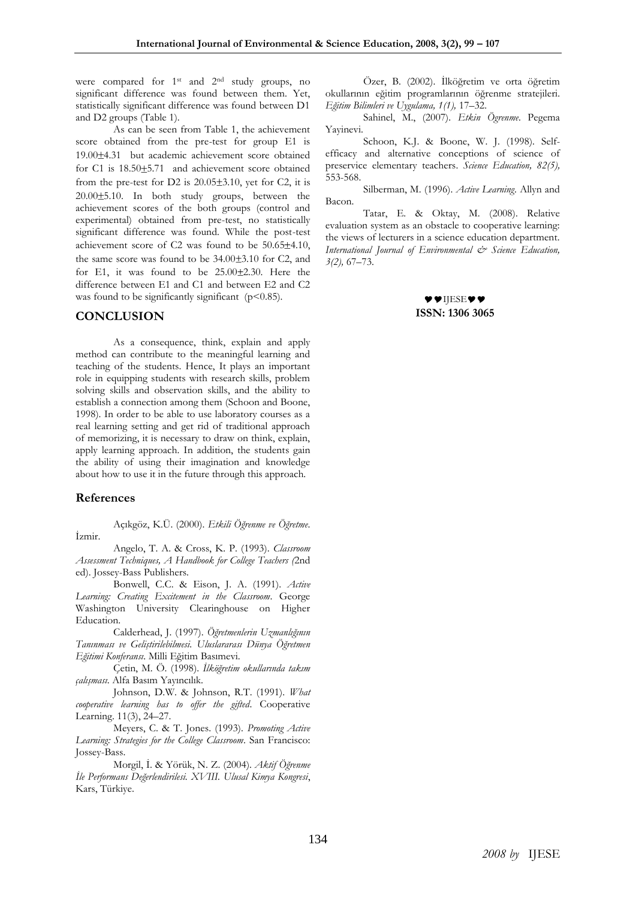were compared for 1st and 2nd study groups, no significant difference was found between them. Yet, statistically significant difference was found between D1 and D2 groups (Table 1).

As can be seen from Table 1, the achievement score obtained from the pre-test for group E1 is 19.00±4.31 but academic achievement score obtained for C1 is 18.50±5.71 and achievement score obtained from the pre-test for D2 is 20.05±3.10, yet for C2, it is 20.00±5.10. In both study groups, between the achievement scores of the both groups (control and experimental) obtained from pre-test, no statistically significant difference was found. While the post-test achievement score of C2 was found to be 50.65±4.10, the same score was found to be 34.00±3.10 for C2, and for E1, it was found to be 25.00±2.30. Here the difference between E1 and C1 and between E2 and C2 was found to be significantly significant ($p<0.85$).

## CONCLUSION

As a consequence, think, explain and apply method can contribute to the meaningful learning and teaching of the students. Hence, It plays an important role in equipping students with research skills, problem solving skills and observation skills, and the ability to establish a connection among them (Schoon and Boone, 1998). In order to be able to use laboratory courses as a real learning setting and get rid of traditional approach of memorizing, it is necessary to draw on think, explain, apply learning approach. In addition, the students gain the ability of using their imagination and knowledge about how to use it in the future through this approach.

## References

Açıkgöz, K.Ü. (2000). *Etkili Öğrenme ve Öğretme*. İzmir.

Angelo, T. A. & Cross, K. P. (1993). *Classroom Assessment Techniques, A Handbook for College Teachers (*2nd ed). Jossey-Bass Publishers.

Bonwell, C.C. & Eison, J. A. (1991). *Active Learning: Creating Excitement in the Classroom*. George Washington University Clearinghouse on Higher Education.

Calderhead, J. (1997). *Öğretmenlerin Uzmanlığının Tanınması ve Geliştirilebilmesi. Uluslararası Dünya Öğretmen Eğitimi Konferansı*. Milli Eğitim Basımevi.

Çetin, M. Ö. (1998). *İlköğretim okullarında takım çalışması*. Alfa Basım Yayıncılık.

Johnson, D.W. & Johnson, R.T. (1991). *What cooperative learning has to offer the gifted*. Cooperative Learning. 11(3), 24–27.

Meyers, C. & T. Jones. (1993). *Promoting Active Learning: Strategies for the College Classroom*. San Francisco: Jossey-Bass.

Morgil, İ. & Yörük, N. Z. (2004). *Aktif Öğrenme İle Performans Değerlendirilesi. XVIII. Ulusal Kimya Kongresi*, Kars, Türkiye.

Özer, B. (2002). İlköğretim ve orta öğretim okullarının eğitim programlarının öğrenme stratejileri. *Eğitim Bilimleri ve Uygulama, 1(1),* 17–32.

Sahinel, M., (2007). *Etkin Ögrenme*. Pegema Yayinevi.

Schoon, K.J. & Boone, W. J. (1998). Self-efficacy and alternative conceptions of science of preservice elementary teachers. *Science Education, 82(5),* 553-568.

Silberman, M. (1996). *Active Learning*. Allyn and Bacon.

Tatar, E. & Oktay, M. (2008). Relative evaluation system as an obstacle to cooperative learning: the views of lecturers in a science education department. *International Journal of Environmental & Science Education, 3(2),* 67–73.

♥♥IJESE♥♥

**ISSN: 1306 3065**